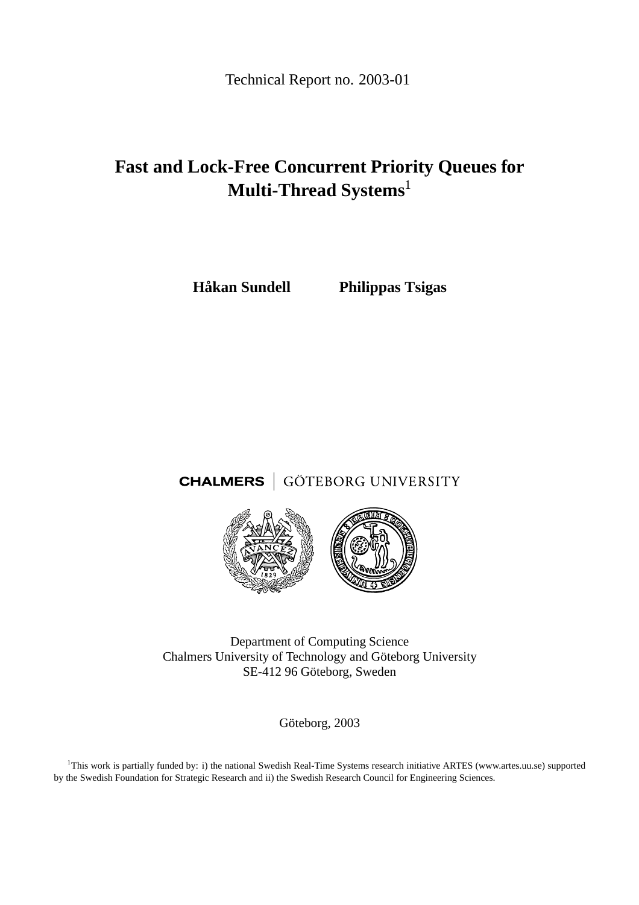Technical Report no. 2003-01

# Fast and Lock-Free Concurrent Priority Queues for Multi-Thread Systems[1]

**Håkan Sundell** **Philippas Tsigas**

CHALMERS | GÖTEBORG UNIVERSITY

Department of Computing Science
Chalmers University of Technology and Göteborg University
SE-412 96 Göteborg, Sweden

Göteborg, 2003

[1]This work is partially funded by: i) the national Swedish Real-Time Systems research initiative ARTES (www.artes.uu.se) supported by the Swedish Foundation for Strategic Research and ii) the Swedish Research Council for Engineering Sciences.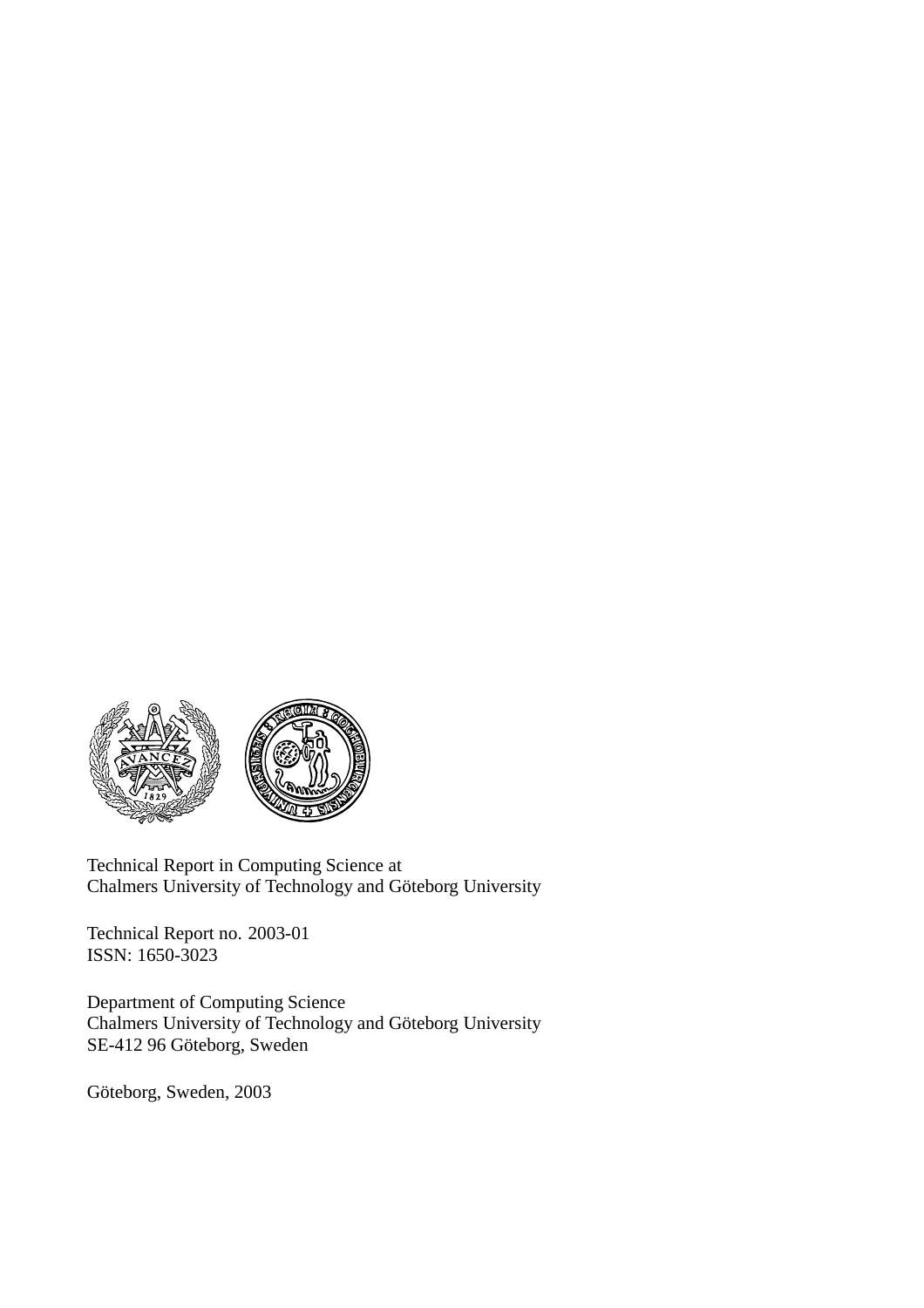Technical Report in Computing Science at
Chalmers University of Technology and Göteborg University

Technical Report no. 2003-01
ISSN: 1650-3023

Department of Computing Science
Chalmers University of Technology and Göteborg University
SE-412 96 Göteborg, Sweden

Göteborg, Sweden, 2003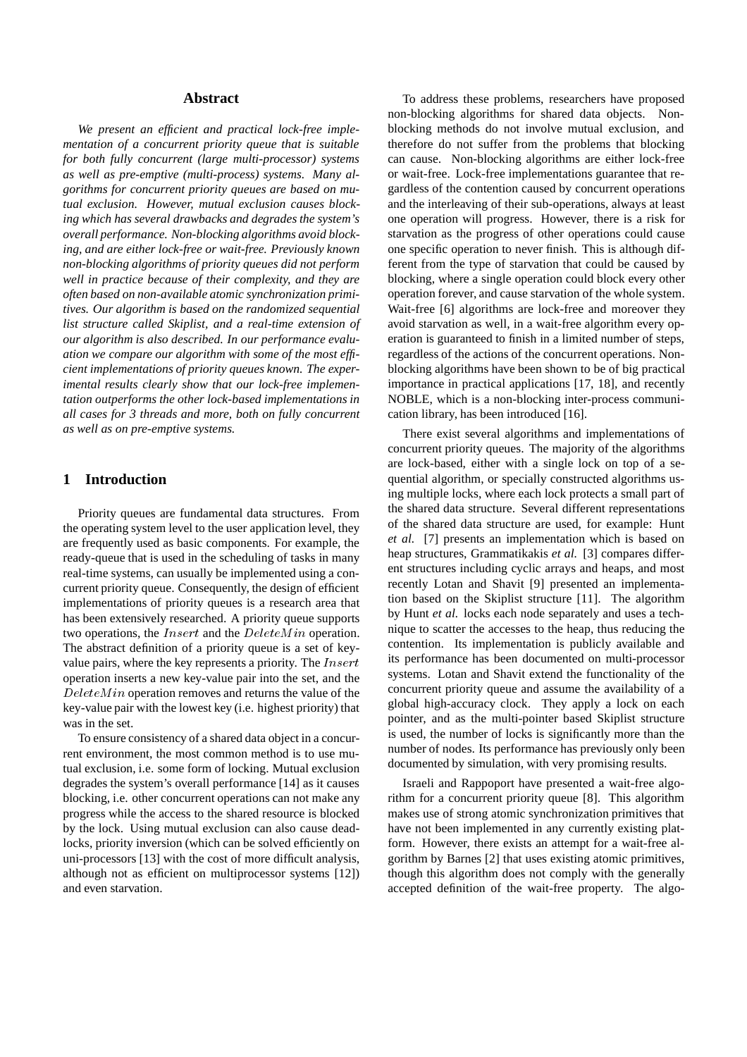## Abstract

*We present an efficient and practical lock-free implementation of a concurrent priority queue that is suitable for both fully concurrent (large multi-processor) systems as well as pre-emptive (multi-process) systems. Many algorithms for concurrent priority queues are based on mutual exclusion. However, mutual exclusion causes blocking which has several drawbacks and degrades the system's overall performance. Non-blocking algorithms avoid blocking, and are either lock-free or wait-free. Previously known non-blocking algorithms of priority queues did not perform well in practice because of their complexity, and they are often based on non-available atomic synchronization primitives. Our algorithm is based on the randomized sequential list structure called Skiplist, and a real-time extension of our algorithm is also described. In our performance evaluation we compare our algorithm with some of the most efficient implementations of priority queues known. The experimental results clearly show that our lock-free implementation outperforms the other lock-based implementations in all cases for 3 threads and more, both on fully concurrent as well as on pre-emptive systems.*

## 1 Introduction

Priority queues are fundamental data structures. From the operating system level to the user application level, they are frequently used as basic components. For example, the ready-queue that is used in the scheduling of tasks in many real-time systems, can usually be implemented using a concurrent priority queue. Consequently, the design of efficient implementations of priority queues is a research area that has been extensively researched. A priority queue supports two operations, the $Insert$ and the $DeleteMin$ operation. The abstract definition of a priority queue is a set of key-value pairs, where the key represents a priority. The $Insert$ operation inserts a new key-value pair into the set, and the $DeleteMin$ operation removes and returns the value of the key-value pair with the lowest key (i.e. highest priority) that was in the set.

To ensure consistency of a shared data object in a concurrent environment, the most common method is to use mutual exclusion, i.e. some form of locking. Mutual exclusion degrades the system's overall performance [14] as it causes blocking, i.e. other concurrent operations can not make any progress while the access to the shared resource is blocked by the lock. Using mutual exclusion can also cause deadlocks, priority inversion (which can be solved efficiently on uni-processors [13] with the cost of more difficult analysis, although not as efficient on multiprocessor systems [12]) and even starvation.

To address these problems, researchers have proposed non-blocking algorithms for shared data objects. Non-blocking methods do not involve mutual exclusion, and therefore do not suffer from the problems that blocking can cause. Non-blocking algorithms are either lock-free or wait-free. Lock-free implementations guarantee that regardless of the contention caused by concurrent operations and the interleaving of their sub-operations, always at least one operation will progress. However, there is a risk for starvation as the progress of other operations could cause one specific operation to never finish. This is although different from the type of starvation that could be caused by blocking, where a single operation could block every other operation forever, and cause starvation of the whole system. Wait-free [6] algorithms are lock-free and moreover they avoid starvation as well, in a wait-free algorithm every operation is guaranteed to finish in a limited number of steps, regardless of the actions of the concurrent operations. Non-blocking algorithms have been shown to be of big practical importance in practical applications [17, 18], and recently NOBLE, which is a non-blocking inter-process communication library, has been introduced [16].

There exist several algorithms and implementations of concurrent priority queues. The majority of the algorithms are lock-based, either with a single lock on top of a sequential algorithm, or specially constructed algorithms using multiple locks, where each lock protects a small part of the shared data structure. Several different representations of the shared data structure are used, for example: Hunt *et al.* [7] presents an implementation which is based on heap structures, Grammatikakis *et al.* [3] compares different structures including cyclic arrays and heaps, and most recently Lotan and Shavit [9] presented an implementation based on the Skiplist structure [11]. The algorithm by Hunt *et al.* locks each node separately and uses a technique to scatter the accesses to the heap, thus reducing the contention. Its implementation is publicly available and its performance has been documented on multi-processor systems. Lotan and Shavit extend the functionality of the concurrent priority queue and assume the availability of a global high-accuracy clock. They apply a lock on each pointer, and as the multi-pointer based Skiplist structure is used, the number of locks is significantly more than the number of nodes. Its performance has previously only been documented by simulation, with very promising results.

Israeli and Rappoport have presented a wait-free algorithm for a concurrent priority queue [8]. This algorithm makes use of strong atomic synchronization primitives that have not been implemented in any currently existing platform. However, there exists an attempt for a wait-free algorithm by Barnes [2] that uses existing atomic primitives, though this algorithm does not comply with the generally accepted definition of the wait-free property. The algo-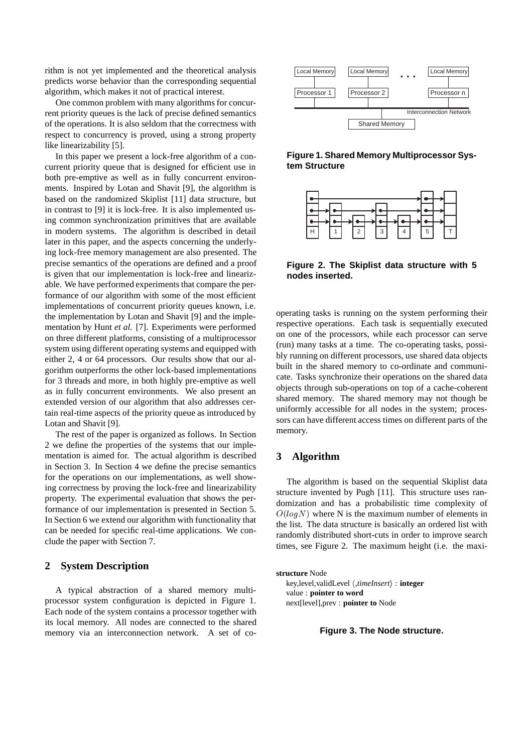rithm is not yet implemented and the theoretical analysis predicts worse behavior than the corresponding sequential algorithm, which makes it not of practical interest.

One common problem with many algorithms for concurrent priority queues is the lack of precise defined semantics of the operations. It is also seldom that the correctness with respect to concurrency is proved, using a strong property like linearizability [5].

In this paper we present a lock-free algorithm of a concurrent priority queue that is designed for efficient use in both pre-emptive as well as in fully concurrent environments. Inspired by Lotan and Shavit [9], the algorithm is based on the randomized Skiplist [11] data structure, but in contrast to [9] it is lock-free. It is also implemented using common synchronization primitives that are available in modern systems. The algorithm is described in detail later in this paper, and the aspects concerning the underlying lock-free memory management are also presented. The precise semantics of the operations are defined and a proof is given that our implementation is lock-free and linearizable. We have performed experiments that compare the performance of our algorithm with some of the most efficient implementations of concurrent priority queues known, i.e. the implementation by Lotan and Shavit [9] and the implementation by Hunt *et al.* [7]. Experiments were performed on three different platforms, consisting of a multiprocessor system using different operating systems and equipped with either 2, 4 or 64 processors. Our results show that our algorithm outperforms the other lock-based implementations for 3 threads and more, in both highly pre-emptive as well as in fully concurrent environments. We also present an extended version of our algorithm that also addresses certain real-time aspects of the priority queue as introduced by Lotan and Shavit [9].

The rest of the paper is organized as follows. In Section 2 we define the properties of the systems that our implementation is aimed for. The actual algorithm is described in Section 3. In Section 4 we define the precise semantics for the operations on our implementations, as well showing correctness by proving the lock-free and linearizability property. The experimental evaluation that shows the performance of our implementation is presented in Section 5. In Section 6 we extend our algorithm with functionality that can be needed for specific real-time applications. We conclude the paper with Section 7.

## 2 System Description

A typical abstraction of a shared memory multiprocessor system configuration is depicted in Figure 1. Each node of the system contains a processor together with its local memory. All nodes are connected to the shared memory via an interconnection network. A set of co-operating tasks is running on the system performing their respective operations. Each task is sequentially executed on one of the processors, while each processor can serve (run) many tasks at a time. The co-operating tasks, possibly running on different processors, use shared data objects built in the shared memory to co-ordinate and communicate. Tasks synchronize their operations on the shared data objects through sub-operations on top of a cache-coherent shared memory. The shared memory may not though be uniformly accessible for all nodes in the system; processors can have different access times on different parts of the memory.

**Figure 1. Shared Memory Multiprocessor System Structure**

**Figure 2. The Skiplist data structure with 5 nodes inserted.**

## 3 Algorithm

The algorithm is based on the sequential Skiplist data structure invented by Pugh [11]. This structure uses randomization and has a probabilistic time complexity of $O(logN)$ where N is the maximum number of elements in the list. The data structure is basically an ordered list with randomly distributed short-cuts in order to improve search times, see Figure 2. The maximum height (i.e. the maxi-

```
structure Node
  key,level,validLevel ⟨,timeInsert⟩ : integer
  value : pointer to word
  next[level],prev : pointer to Node
```

**Figure 3. The Node structure.**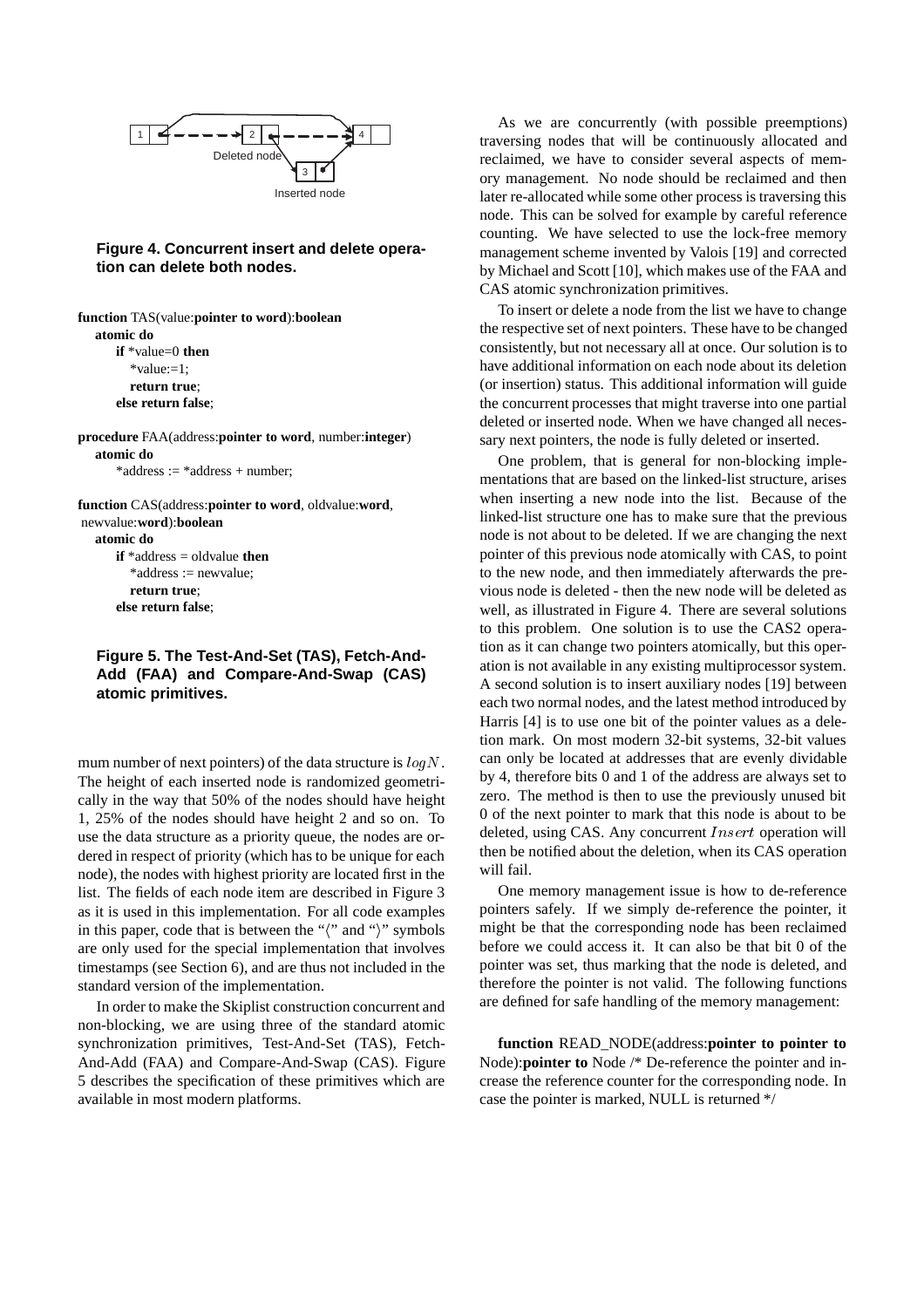1 | 2 | 4 | 3

Deleted node

Inserted node

**Figure 4. Concurrent insert and delete operation can delete both nodes.**

```
function TAS(value:pointer to word):boolean
  atomic do
    if *value=0 then
      *value:=1;
      return true;
    else return false;

procedure FAA(address:pointer to word, number:integer)
  atomic do
    *address := *address + number;

function CAS(address:pointer to word, oldvalue:word,
 newvalue:word):boolean
  atomic do
    if *address = oldvalue then
      *address := newvalue;
      return true;
    else return false;
```

**Figure 5. The Test-And-Set (TAS), Fetch-And-Add (FAA) and Compare-And-Swap (CAS) atomic primitives.**

mum number of next pointers) of the data structure is $logN$. The height of each inserted node is randomized geometrically in the way that 50% of the nodes should have height 1, 25% of the nodes should have height 2 and so on. To use the data structure as a priority queue, the nodes are ordered in respect of priority (which has to be unique for each node), the nodes with highest priority are located first in the list. The fields of each node item are described in Figure 3 as it is used in this implementation. For all code examples in this paper, code that is between the "⟨" and "⟩" symbols are only used for the special implementation that involves timestamps (see Section 6), and are thus not included in the standard version of the implementation.

In order to make the Skiplist construction concurrent and non-blocking, we are using three of the standard atomic synchronization primitives, Test-And-Set (TAS), Fetch-And-Add (FAA) and Compare-And-Swap (CAS). Figure 5 describes the specification of these primitives which are available in most modern platforms.

As we are concurrently (with possible preemptions) traversing nodes that will be continuously allocated and reclaimed, we have to consider several aspects of memory management. No node should be reclaimed and then later re-allocated while some other process is traversing this node. This can be solved for example by careful reference counting. We have selected to use the lock-free memory management scheme invented by Valois [19] and corrected by Michael and Scott [10], which makes use of the FAA and CAS atomic synchronization primitives.

To insert or delete a node from the list we have to change the respective set of next pointers. These have to be changed consistently, but not necessary all at once. Our solution is to have additional information on each node about its deletion (or insertion) status. This additional information will guide the concurrent processes that might traverse into one partial deleted or inserted node. When we have changed all necessary next pointers, the node is fully deleted or inserted.

One problem, that is general for non-blocking implementations that are based on the linked-list structure, arises when inserting a new node into the list. Because of the linked-list structure one has to make sure that the previous node is not about to be deleted. If we are changing the next pointer of this previous node atomically with CAS, to point to the new node, and then immediately afterwards the previous node is deleted - then the new node will be deleted as well, as illustrated in Figure 4. There are several solutions to this problem. One solution is to use the CAS2 operation as it can change two pointers atomically, but this operation is not available in any existing multiprocessor system. A second solution is to insert auxiliary nodes [19] between each two normal nodes, and the latest method introduced by Harris [4] is to use one bit of the pointer values as a deletion mark. On most modern 32-bit systems, 32-bit values can only be located at addresses that are evenly dividable by 4, therefore bits 0 and 1 of the address are always set to zero. The method is then to use the previously unused bit 0 of the next pointer to mark that this node is about to be deleted, using CAS. Any concurrent $Insert$ operation will then be notified about the deletion, when its CAS operation will fail.

One memory management issue is how to de-reference pointers safely. If we simply de-reference the pointer, it might be that the corresponding node has been reclaimed before we could access it. It can also be that bit 0 of the pointer was set, thus marking that the node is deleted, and therefore the pointer is not valid. The following functions are defined for safe handling of the memory management:

**function** READ_NODE(address:**pointer to pointer to** Node):**pointer to** Node /* De-reference the pointer and increase the reference counter for the corresponding node. In case the pointer is marked, NULL is returned */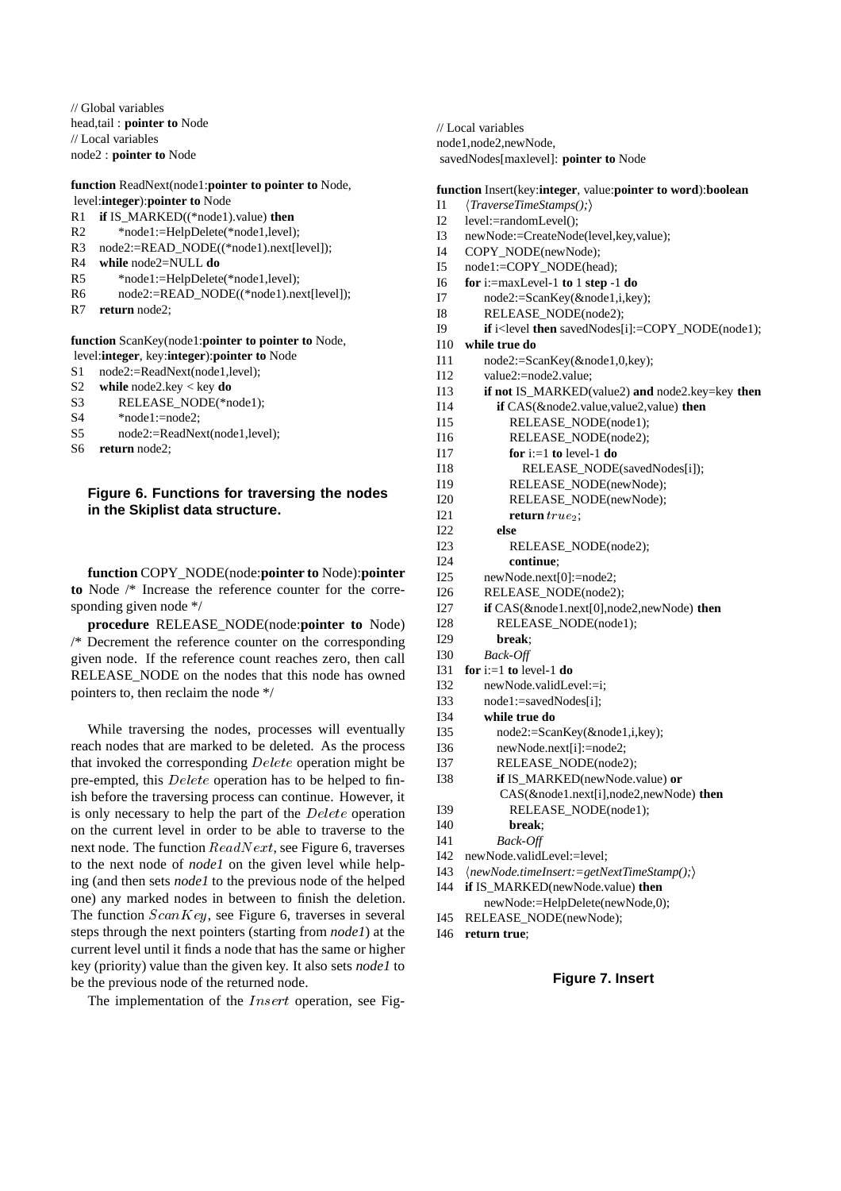```
// Global variables
head,tail : pointer to Node
// Local variables
node2 : pointer to Node

function ReadNext(node1:pointer to pointer to Node,
 level:integer):pointer to Node
R1   if IS_MARKED((*node1).value) then
R2       *node1:=HelpDelete(*node1,level);
R3   node2:=READ_NODE((*node1).next[level]);
R4   while node2=NULL do
R5       *node1:=HelpDelete(*node1,level);
R6       node2:=READ_NODE((*node1).next[level]);
R7   return node2;

function ScanKey(node1:pointer to pointer to Node,
 level:integer, key:integer):pointer to Node
S1   node2:=ReadNext(node1,level);
S2   while node2.key < key do
S3       RELEASE_NODE(*node1);
S4       *node1:=node2;
S5       node2:=ReadNext(node1,level);
S6   return node2;
```

**Figure 6. Functions for traversing the nodes in the Skiplist data structure.**

**function** COPY_NODE(node:**pointer to** Node):**pointer to** Node /* Increase the reference counter for the corresponding given node */

**procedure** RELEASE_NODE(node:**pointer to** Node) /* Decrement the reference counter on the corresponding given node. If the reference count reaches zero, then call RELEASE_NODE on the nodes that this node has owned pointers to, then reclaim the node */

While traversing the nodes, processes will eventually reach nodes that are marked to be deleted. As the process that invoked the corresponding $Delete$ operation might be pre-empted, this $Delete$ operation has to be helped to finish before the traversing process can continue. However, it is only necessary to help the part of the $Delete$ operation on the current level in order to be able to traverse to the next node. The function $ReadNext$, see Figure 6, traverses to the next node of *node1* on the given level while helping (and then sets *node1* to the previous node of the helped one) any marked nodes in between to finish the deletion. The function $ScanKey$, see Figure 6, traverses in several steps through the next pointers (starting from *node1*) at the current level until it finds a node that has the same or higher key (priority) value than the given key. It also sets *node1* to be the previous node of the returned node.

The implementation of the $Insert$ operation, see Fig-

```
// Local variables
node1,node2,newNode,
 savedNodes[maxlevel]: pointer to Node

function Insert(key:integer, value:pointer to word):boolean
I1   ⟨TraverseTimeStamps();⟩
I2   level:=randomLevel();
I3   newNode:=CreateNode(level,key,value);
I4   COPY_NODE(newNode);
I5   node1:=COPY_NODE(head);
I6   for i:=maxLevel-1 to 1 step -1 do
I7       node2:=ScanKey(&node1,i,key);
I8       RELEASE_NODE(node2);
I9       if i<level then savedNodes[i]:=COPY_NODE(node1);
I10  while true do
I11      node2:=ScanKey(&node1,0,key);
I12      value2:=node2.value;
I13      if not IS_MARKED(value2) and node2.key=key then
I14          if CAS(&node2.value,value2,value) then
I15              RELEASE_NODE(node1);
I16              RELEASE_NODE(node2);
I17              for i:=1 to level-1 do
I18                  RELEASE_NODE(savedNodes[i]);
I19              RELEASE_NODE(newNode);
I20              RELEASE_NODE(newNode);
I21              return true_2;
I22          else
I23              RELEASE_NODE(node2);
I24              continue;
I25      newNode.next[0]:=node2;
I26      RELEASE_NODE(node2);
I27      if CAS(&node1.next[0],node2,newNode) then
I28          RELEASE_NODE(node1);
I29          break;
I30      Back-Off
I31  for i:=1 to level-1 do
I32      newNode.validLevel:=i;
I33      node1:=savedNodes[i];
I34      while true do
I35          node2:=ScanKey(&node1,i,key);
I36          newNode.next[i]:=node2;
I37          RELEASE_NODE(node2);
I38          if IS_MARKED(newNode.value) or
              CAS(&node1.next[i],node2,newNode) then
I39              RELEASE_NODE(node1);
I40              break;
I41          Back-Off
I42  newNode.validLevel:=level;
I43  ⟨newNode.timeInsert:=getNextTimeStamp();⟩
I44  if IS_MARKED(newNode.value) then
         newNode:=HelpDelete(newNode,0);
I45  RELEASE_NODE(newNode);
I46  return true;
```

**Figure 7. Insert**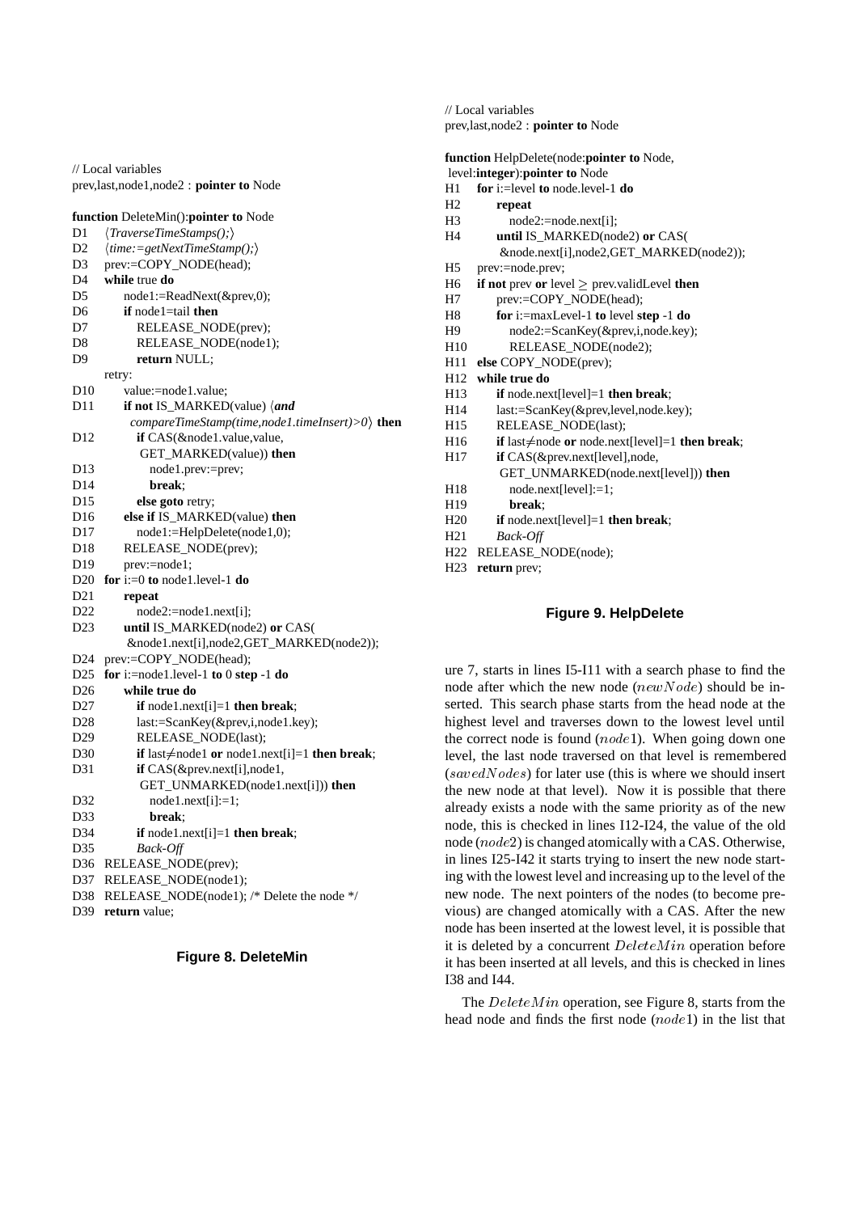```
// Local variables
prev,last,node1,node2 : pointer to Node

function DeleteMin():pointer to Node
D1   ⟨TraverseTimeStamps();⟩
D2   ⟨time:=getNextTimeStamp();⟩
D3   prev:=COPY_NODE(head);
D4   while true do
D5      node1:=ReadNext(&prev,0);
D6      if node1=tail then
D7         RELEASE_NODE(prev);
D8         RELEASE_NODE(node1);
D9         return NULL;
     retry:
D10     value:=node1.value;
D11     if not IS_MARKED(value) ⟨and
         compareTimeStamp(time,node1.timeInsert)>0⟩ then
D12        if CAS(&node1.value,value,
            GET_MARKED(value)) then
D13           node1.prev:=prev;
D14           break;
D15        else goto retry;
D16     else if IS_MARKED(value) then
D17        node1:=HelpDelete(node1,0);
D18     RELEASE_NODE(prev);
D19     prev:=node1;
D20  for i:=0 to node1.level-1 do
D21     repeat
D22        node2:=node1.next[i];
D23     until IS_MARKED(node2) or CAS(
         &node1.next[i],node2,GET_MARKED(node2));
D24  prev:=COPY_NODE(head);
D25  for i:=node1.level-1 to 0 step -1 do
D26     while true do
D27        if node1.next[i]=1 then break;
D28        last:=ScanKey(&prev,i,node1.key);
D29        RELEASE_NODE(last);
D30        if last≠node1 or node1.next[i]=1 then break;
D31        if CAS(&prev.next[i],node1,
            GET_UNMARKED(node1.next[i])) then
D32           node1.next[i]:=1;
D33           break;
D34        if node1.next[i]=1 then break;
D35        Back-Off
D36  RELEASE_NODE(prev);
D37  RELEASE_NODE(node1);
D38  RELEASE_NODE(node1); /* Delete the node */
D39  return value;
```

**Figure 8. DeleteMin**

```
// Local variables
prev,last,node2 : pointer to Node

function HelpDelete(node:pointer to Node,
 level:integer):pointer to Node
H1   for i:=level to node.level-1 do
H2      repeat
H3         node2:=node.next[i];
H4      until IS_MARKED(node2) or CAS(
         &node.next[i],node2,GET_MARKED(node2));
H5   prev:=node.prev;
H6   if not prev or level ≥ prev.validLevel then
H7      prev:=COPY_NODE(head);
H8      for i:=maxLevel-1 to level step -1 do
H9         node2:=ScanKey(&prev,i,node.key);
H10        RELEASE_NODE(node2);
H11  else COPY_NODE(prev);
H12  while true do
H13     if node.next[level]=1 then break;
H14     last:=ScanKey(&prev,level,node.key);
H15     RELEASE_NODE(last);
H16     if last≠node or node.next[level]=1 then break;
H17     if CAS(&prev.next[level],node,
         GET_UNMARKED(node.next[level])) then
H18        node.next[level]:=1;
H19        break;
H20     if node.next[level]=1 then break;
H21     Back-Off
H22  RELEASE_NODE(node);
H23  return prev;
```

**Figure 9. HelpDelete**

ure 7, starts in lines I5-I11 with a search phase to find the node after which the new node ($newNode$) should be inserted. This search phase starts from the head node at the highest level and traverses down to the lowest level until the correct node is found ($node1$). When going down one level, the last node traversed on that level is remembered ($savedNodes$) for later use (this is where we should insert the new node at that level). Now it is possible that there already exists a node with the same priority as of the new node, this is checked in lines I12-I24, the value of the old node ($node2$) is changed atomically with a CAS. Otherwise, in lines I25-I42 it starts trying to insert the new node starting with the lowest level and increasing up to the level of the new node. The next pointers of the nodes (to become previous) are changed atomically with a CAS. After the new node has been inserted at the lowest level, it is possible that it is deleted by a concurrent $DeleteMin$ operation before it has been inserted at all levels, and this is checked in lines I38 and I44.

The $DeleteMin$ operation, see Figure 8, starts from the head node and finds the first node ($node1$) in the list that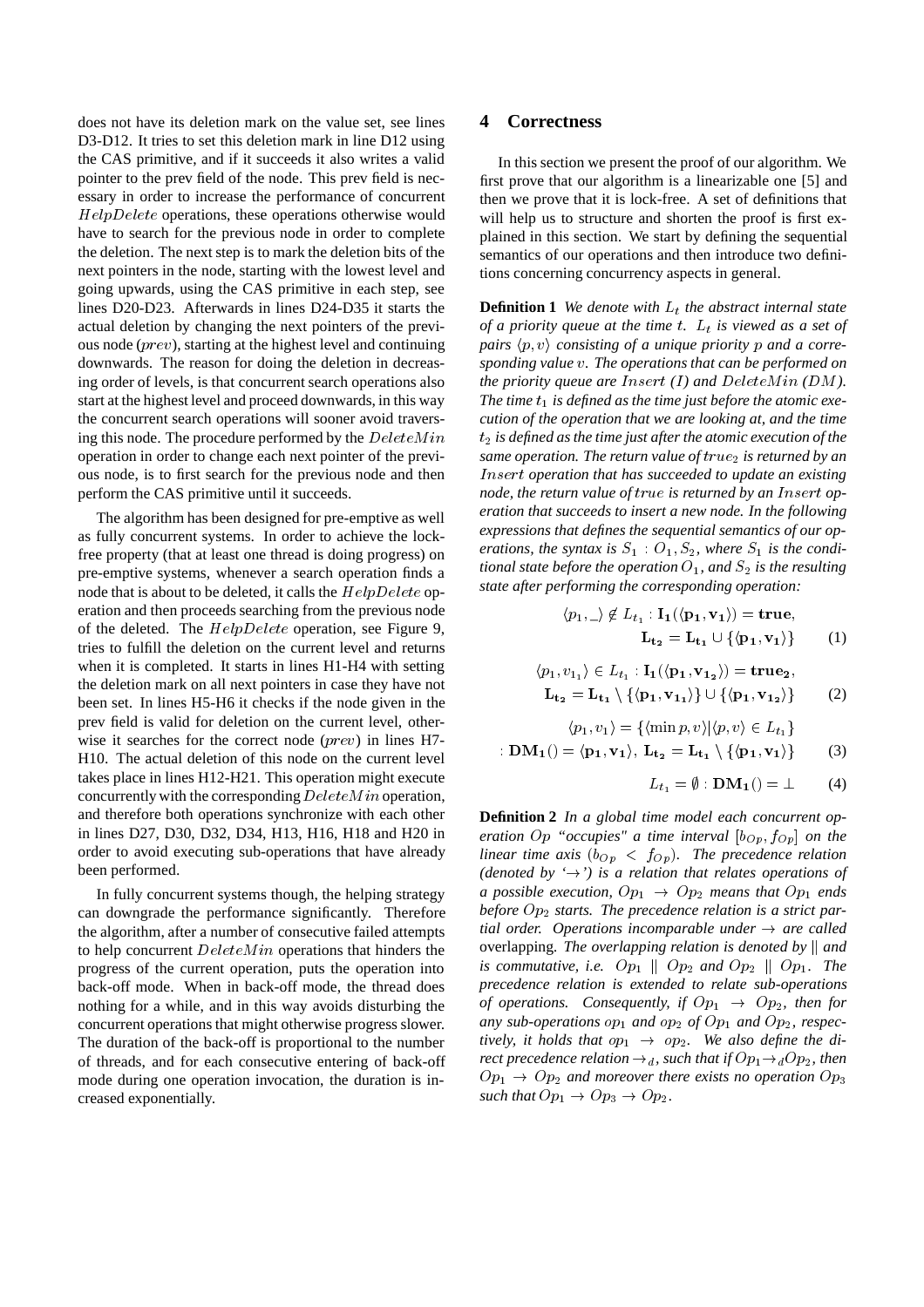does not have its deletion mark on the value set, see lines D3-D12. It tries to set this deletion mark in line D12 using the CAS primitive, and if it succeeds it also writes a valid pointer to the prev field of the node. This prev field is necessary in order to increase the performance of concurrent $HelpDelete$ operations, these operations otherwise would have to search for the previous node in order to complete the deletion. The next step is to mark the deletion bits of the next pointers in the node, starting with the lowest level and going upwards, using the CAS primitive in each step, see lines D20-D23. Afterwards in lines D24-D35 it starts the actual deletion by changing the next pointers of the previous node ($prev$), starting at the highest level and continuing downwards. The reason for doing the deletion in decreasing order of levels, is that concurrent search operations also start at the highest level and proceed downwards, in this way the concurrent search operations will sooner avoid traversing this node. The procedure performed by the $DeleteMin$ operation in order to change each next pointer of the previous node, is to first search for the previous node and then perform the CAS primitive until it succeeds.

The algorithm has been designed for pre-emptive as well as fully concurrent systems. In order to achieve the lock-free property (that at least one thread is doing progress) on pre-emptive systems, whenever a search operation finds a node that is about to be deleted, it calls the $HelpDelete$ operation and then proceeds searching from the previous node of the deleted. The $HelpDelete$ operation, see Figure 9, tries to fulfill the deletion on the current level and returns when it is completed. It starts in lines H1-H4 with setting the deletion mark on all next pointers in case they have not been set. In lines H5-H6 it checks if the node given in the prev field is valid for deletion on the current level, otherwise it searches for the correct node ($prev$) in lines H7-H10. The actual deletion of this node on the current level takes place in lines H12-H21. This operation might execute concurrently with the corresponding $DeleteMin$ operation, and therefore both operations synchronize with each other in lines D27, D30, D32, D34, H13, H16, H18 and H20 in order to avoid executing sub-operations that have already been performed.

In fully concurrent systems though, the helping strategy can downgrade the performance significantly. Therefore the algorithm, after a number of consecutive failed attempts to help concurrent $DeleteMin$ operations that hinders the progress of the current operation, puts the operation into back-off mode. When in back-off mode, the thread does nothing for a while, and in this way avoids disturbing the concurrent operations that might otherwise progress slower. The duration of the back-off is proportional to the number of threads, and for each consecutive entering of back-off mode during one operation invocation, the duration is increased exponentially.

# 4 Correctness

In this section we present the proof of our algorithm. We first prove that our algorithm is a linearizable one [5] and then we prove that it is lock-free. A set of definitions that will help us to structure and shorten the proof is first explained in this section. We start by defining the sequential semantics of our operations and then introduce two definitions concerning concurrency aspects in general.

**Definition 1** *We denote with $L_t$ the abstract internal state of a priority queue at the time $t$. $L_t$ is viewed as a set of pairs $\langle p, v\rangle$ consisting of a unique priority $p$ and a corresponding value $v$. The operations that can be performed on the priority queue are $Insert$ ($I$) and $DeleteMin$ ($DM$). The time $t_1$ is defined as the time just before the atomic execution of the operation that we are looking at, and the time $t_2$ is defined as the time just after the atomic execution of the same operation. The return value of $true_2$ is returned by an $Insert$ operation that has succeeded to update an existing node, the return value of $true$ is returned by an $Insert$ operation that succeeds to insert a new node. In the following expressions that defines the sequential semantics of our operations, the syntax is $S_1 : O_1, S_2$, where $S_1$ is the conditional state before the operation $O_1$, and $S_2$ is the resulting state after performing the corresponding operation:*

$$\langle p_1, \_\rangle \notin L_{t_1} : \mathbf{I_1}(\langle \mathbf{p_1}, \mathbf{v_1}\rangle) = \mathbf{true}, \quad \mathbf{L_{t_2}} = \mathbf{L_{t_1}} \cup \{\langle \mathbf{p_1}, \mathbf{v_1}\rangle\} \tag{1}$$

$$\langle p_1, v_{1_1}\rangle \in L_{t_1} : \mathbf{I_1}(\langle \mathbf{p_1}, \mathbf{v_{1_2}}\rangle) = \mathbf{true_2}, \quad \mathbf{L_{t_2}} = \mathbf{L_{t_1}} \setminus \{\langle \mathbf{p_1}, \mathbf{v_{1_1}}\rangle\} \cup \{\langle \mathbf{p_1}, \mathbf{v_{1_2}}\rangle\} \tag{2}$$

$$\langle p_1, v_1\rangle = \{\langle \min p, v\rangle | \langle p, v\rangle \in L_{t_1}\} : \mathbf{DM_1}() = \langle \mathbf{p_1}, \mathbf{v_1}\rangle, \ \mathbf{L_{t_2}} = \mathbf{L_{t_1}} \setminus \{\langle \mathbf{p_1}, \mathbf{v_1}\rangle\} \tag{3}$$

$$L_{t_1} = \emptyset : \mathbf{DM_1}() = \bot \tag{4}$$

**Definition 2** *In a global time model each concurrent operation $Op$ "occupies" a time interval $[b_{Op}, f_{Op}]$ on the linear time axis ($b_{Op} < f_{Op}$). The precedence relation (denoted by '$\rightarrow$') is a relation that relates operations of a possible execution, $Op_1 \rightarrow Op_2$ means that $Op_1$ ends before $Op_2$ starts. The precedence relation is a strict partial order. Operations incomparable under $\rightarrow$ are called* overlapping. *The overlapping relation is denoted by $\|$ and is commutative, i.e. $Op_1 \parallel Op_2$ and $Op_2 \parallel Op_1$. The precedence relation is extended to relate sub-operations of operations. Consequently, if $Op_1 \rightarrow Op_2$, then for any sub-operations $op_1$ and $op_2$ of $Op_1$ and $Op_2$, respectively, it holds that $op_1 \rightarrow op_2$. We also define the direct precedence relation $\rightarrow_d$, such that if $Op_1 \rightarrow_d Op_2$, then $Op_1 \rightarrow Op_2$ and moreover there exists no operation $Op_3$ such that $Op_1 \rightarrow Op_3 \rightarrow Op_2$.*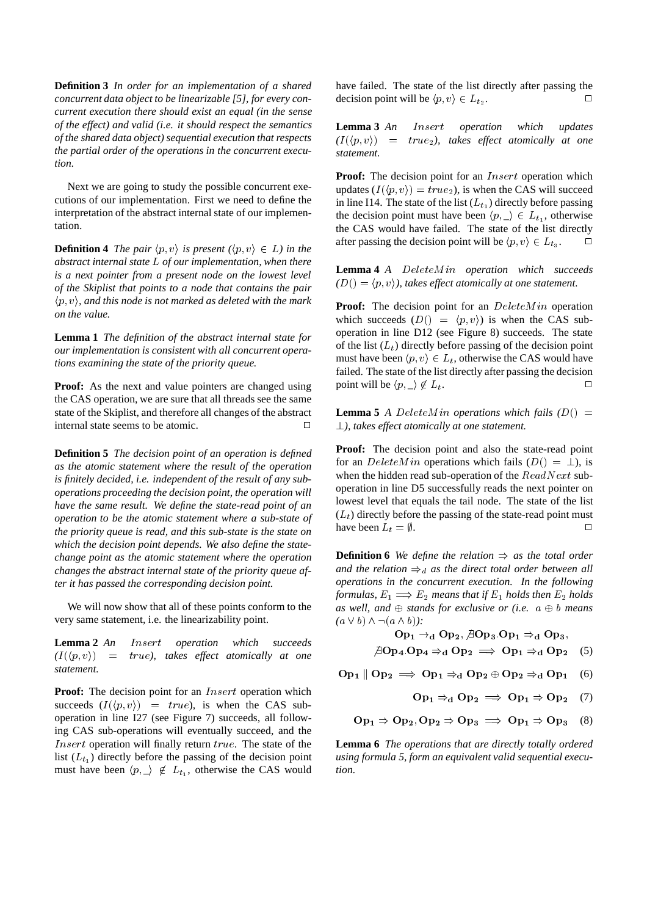**Definition 3** *In order for an implementation of a shared concurrent data object to be linearizable [5], for every concurrent execution there should exist an equal (in the sense of the effect) and valid (i.e. it should respect the semantics of the shared data object) sequential execution that respects the partial order of the operations in the concurrent execution.*

Next we are going to study the possible concurrent executions of our implementation. First we need to define the interpretation of the abstract internal state of our implementation.

**Definition 4** *The pair $\langle p, v\rangle$ is present ($\langle p, v\rangle \in L$) in the abstract internal state $L$ of our implementation, when there is a next pointer from a present node on the lowest level of the Skiplist that points to a node that contains the pair $\langle p, v\rangle$, and this node is not marked as deleted with the mark on the value.*

**Lemma 1** *The definition of the abstract internal state for our implementation is consistent with all concurrent operations examining the state of the priority queue.*

**Proof:** As the next and value pointers are changed using the CAS operation, we are sure that all threads see the same state of the Skiplist, and therefore all changes of the abstract internal state seems to be atomic. □

**Definition 5** *The decision point of an operation is defined as the atomic statement where the result of the operation is finitely decided, i.e. independent of the result of any sub-operations proceeding the decision point, the operation will have the same result. We define the state-read point of an operation to be the atomic statement where a sub-state of the priority queue is read, and this sub-state is the state on which the decision point depends. We also define the state-change point as the atomic statement where the operation changes the abstract internal state of the priority queue after it has passed the corresponding decision point.*

We will now show that all of these points conform to the very same statement, i.e. the linearizability point.

**Lemma 2** *An $Insert$ operation which succeeds ($I(\langle p, v\rangle) = true$), takes effect atomically at one statement.*

**Proof:** The decision point for an $Insert$ operation which succeeds ($I(\langle p, v\rangle) = true$), is when the CAS sub-operation in line I27 (see Figure 7) succeeds, all following CAS sub-operations will eventually succeed, and the $Insert$ operation will finally return $true$. The state of the list ($L_{t_1}$) directly before the passing of the decision point must have been $\langle p, \_\rangle \notin L_{t_1}$, otherwise the CAS would have failed. The state of the list directly after passing the decision point will be $\langle p, v\rangle \in L_{t_2}$. □

**Lemma 3** *An $Insert$ operation which updates ($I(\langle p, v\rangle) = true_2$), takes effect atomically at one statement.*

**Proof:** The decision point for an $Insert$ operation which updates ($I(\langle p, v\rangle) = true_2$), is when the CAS will succeed in line I14. The state of the list ($L_{t_1}$) directly before passing the decision point must have been $\langle p, \_\rangle \in L_{t_1}$, otherwise the CAS would have failed. The state of the list directly after passing the decision point will be $\langle p, v\rangle \in L_{t_3}$. □

**Lemma 4** *A $DeleteMin$ operation which succeeds ($D() = \langle p, v\rangle$), takes effect atomically at one statement.*

**Proof:** The decision point for an $DeleteMin$ operation which succeeds ($D() = \langle p, v\rangle$) is when the CAS sub-operation in line D12 (see Figure 8) succeeds. The state of the list ($L_t$) directly before passing of the decision point must have been $\langle p, v\rangle \in L_t$, otherwise the CAS would have failed. The state of the list directly after passing the decision point will be $\langle p, \_\rangle \notin L_t$. □

**Lemma 5** *A $DeleteMin$ operations which fails ($D() = \perp$), takes effect atomically at one statement.*

**Proof:** The decision point and also the state-read point for an $DeleteMin$ operations which fails ($D() = \perp$), is when the hidden read sub-operation of the $ReadNext$ sub-operation in line D5 successfully reads the next pointer on lowest level that equals the tail node. The state of the list ($L_t$) directly before the passing of the state-read point must have been $L_t = \emptyset$. □

**Definition 6** *We define the relation $\Rightarrow$ as the total order and the relation $\Rightarrow_d$ as the direct total order between all operations in the concurrent execution. In the following formulas, $E_1 \Longrightarrow E_2$ means that if $E_1$ holds then $E_2$ holds as well, and $\oplus$ stands for exclusive or (i.e. $a \oplus b$ means $(a \vee b) \wedge \neg(a \wedge b)$):*

$$\mathbf{Op_1} \rightarrow_\mathbf{d} \mathbf{Op_2}, \nexists \mathbf{Op_3}.\mathbf{Op_1} \Rightarrow_\mathbf{d} \mathbf{Op_3}, \nexists \mathbf{Op_4}.\mathbf{Op_4} \Rightarrow_\mathbf{d} \mathbf{Op_2} \implies \mathbf{Op_1} \Rightarrow_\mathbf{d} \mathbf{Op_2} \quad (5)$$

$$\mathbf{Op_1} \parallel \mathbf{Op_2} \implies \mathbf{Op_1} \Rightarrow_\mathbf{d} \mathbf{Op_2} \oplus \mathbf{Op_2} \Rightarrow_\mathbf{d} \mathbf{Op_1} \quad (6)$$

$$\mathbf{Op_1} \Rightarrow_\mathbf{d} \mathbf{Op_2} \implies \mathbf{Op_1} \Rightarrow \mathbf{Op_2} \quad (7)$$

$$\mathbf{Op_1} \Rightarrow \mathbf{Op_2}, \mathbf{Op_2} \Rightarrow \mathbf{Op_3} \implies \mathbf{Op_1} \Rightarrow \mathbf{Op_3} \quad (8)$$

**Lemma 6** *The operations that are directly totally ordered using formula 5, form an equivalent valid sequential execution.*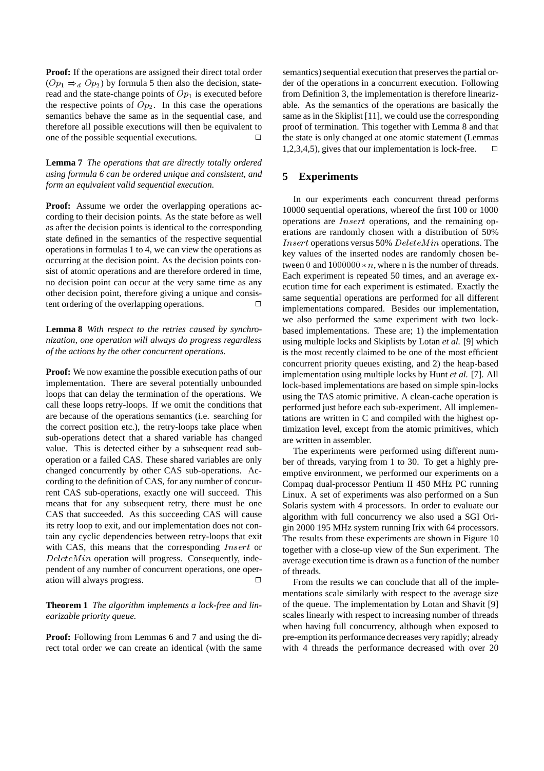**Proof:** If the operations are assigned their direct total order ($Op_1 \Rightarrow_d Op_2$) by formula 5 then also the decision, state-read and the state-change points of $Op_1$ is executed before the respective points of $Op_2$. In this case the operations semantics behave the same as in the sequential case, and therefore all possible executions will then be equivalent to one of the possible sequential executions. □

**Lemma 7** *The operations that are directly totally ordered using formula 6 can be ordered unique and consistent, and form an equivalent valid sequential execution.*

**Proof:** Assume we order the overlapping operations according to their decision points. As the state before as well as after the decision points is identical to the corresponding state defined in the semantics of the respective sequential operations in formulas 1 to 4, we can view the operations as occurring at the decision point. As the decision points consist of atomic operations and are therefore ordered in time, no decision point can occur at the very same time as any other decision point, therefore giving a unique and consistent ordering of the overlapping operations. □

**Lemma 8** *With respect to the retries caused by synchronization, one operation will always do progress regardless of the actions by the other concurrent operations.*

**Proof:** We now examine the possible execution paths of our implementation. There are several potentially unbounded loops that can delay the termination of the operations. We call these loops retry-loops. If we omit the conditions that are because of the operations semantics (i.e. searching for the correct position etc.), the retry-loops take place when sub-operations detect that a shared variable has changed value. This is detected either by a subsequent read sub-operation or a failed CAS. These shared variables are only changed concurrently by other CAS sub-operations. According to the definition of CAS, for any number of concurrent CAS sub-operations, exactly one will succeed. This means that for any subsequent retry, there must be one CAS that succeeded. As this succeeding CAS will cause its retry loop to exit, and our implementation does not contain any cyclic dependencies between retry-loops that exit with CAS, this means that the corresponding $Insert$ or $DeleteMin$ operation will progress. Consequently, independent of any number of concurrent operations, one operation will always progress. □

**Theorem 1** *The algorithm implements a lock-free and linearizable priority queue.*

**Proof:** Following from Lemmas 6 and 7 and using the direct total order we can create an identical (with the same semantics) sequential execution that preserves the partial order of the operations in a concurrent execution. Following from Definition 3, the implementation is therefore linearizable. As the semantics of the operations are basically the same as in the Skiplist [11], we could use the corresponding proof of termination. This together with Lemma 8 and that the state is only changed at one atomic statement (Lemmas 1,2,3,4,5), gives that our implementation is lock-free. □

## 5 Experiments

In our experiments each concurrent thread performs 10000 sequential operations, whereof the first 100 or 1000 operations are $Insert$ operations, and the remaining operations are randomly chosen with a distribution of 50% $Insert$ operations versus 50% $DeleteMin$ operations. The key values of the inserted nodes are randomly chosen between $0$ and $1000000 * n$, where n is the number of threads. Each experiment is repeated 50 times, and an average execution time for each experiment is estimated. Exactly the same sequential operations are performed for all different implementations compared. Besides our implementation, we also performed the same experiment with two lock-based implementations. These are; 1) the implementation using multiple locks and Skiplists by Lotan *et al.* [9] which is the most recently claimed to be one of the most efficient concurrent priority queues existing, and 2) the heap-based implementation using multiple locks by Hunt *et al.* [7]. All lock-based implementations are based on simple spin-locks using the TAS atomic primitive. A clean-cache operation is performed just before each sub-experiment. All implementations are written in C and compiled with the highest optimization level, except from the atomic primitives, which are written in assembler.

The experiments were performed using different number of threads, varying from 1 to 30. To get a highly pre-emptive environment, we performed our experiments on a Compaq dual-processor Pentium II 450 MHz PC running Linux. A set of experiments was also performed on a Sun Solaris system with 4 processors. In order to evaluate our algorithm with full concurrency we also used a SGI Origin 2000 195 MHz system running Irix with 64 processors. The results from these experiments are shown in Figure 10 together with a close-up view of the Sun experiment. The average execution time is drawn as a function of the number of threads.

From the results we can conclude that all of the implementations scale similarly with respect to the average size of the queue. The implementation by Lotan and Shavit [9] scales linearly with respect to increasing number of threads when having full concurrency, although when exposed to pre-emption its performance decreases very rapidly; already with 4 threads the performance decreased with over 20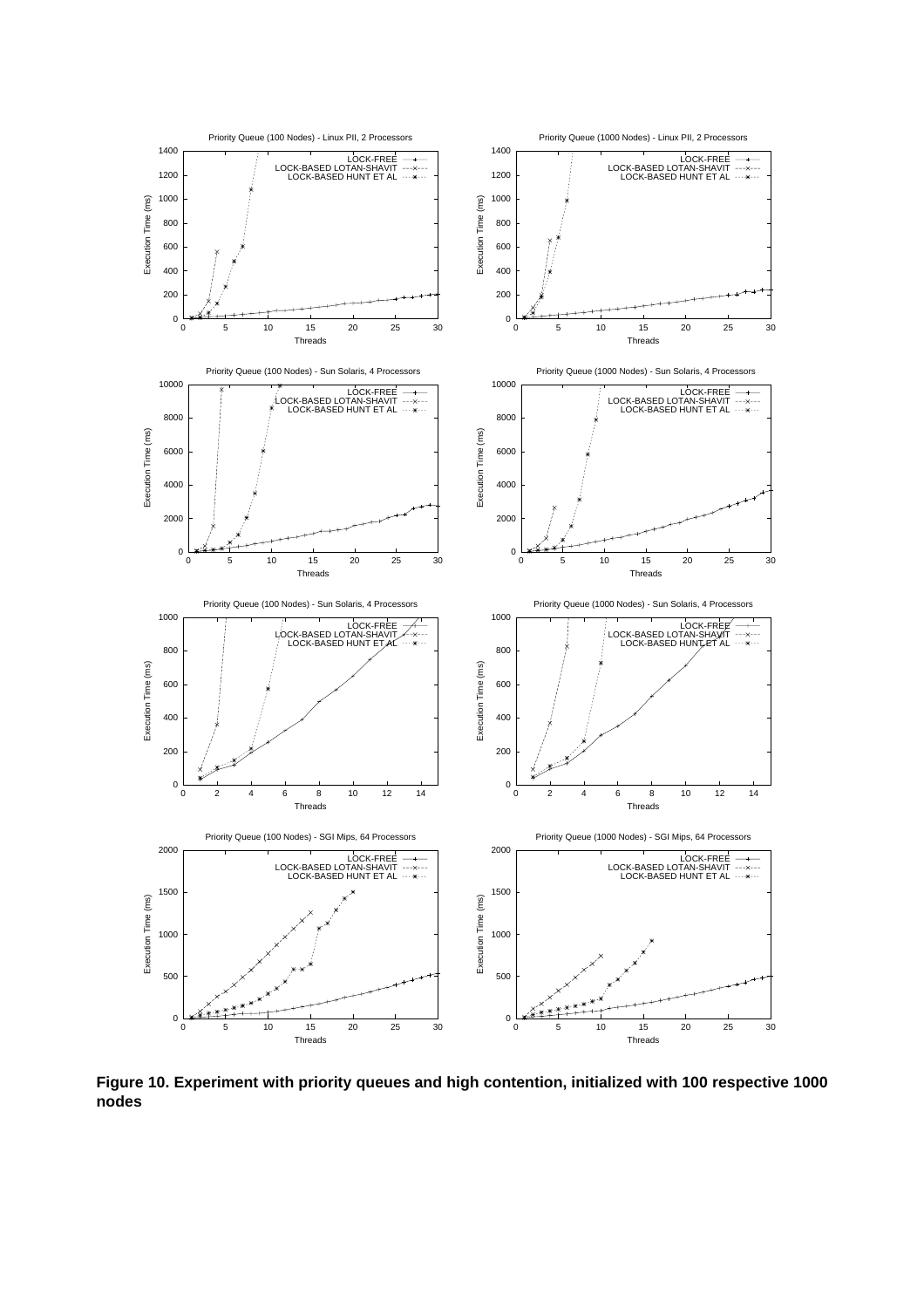**Figure 10. Experiment with priority queues and high contention, initialized with 100 respective 1000 nodes**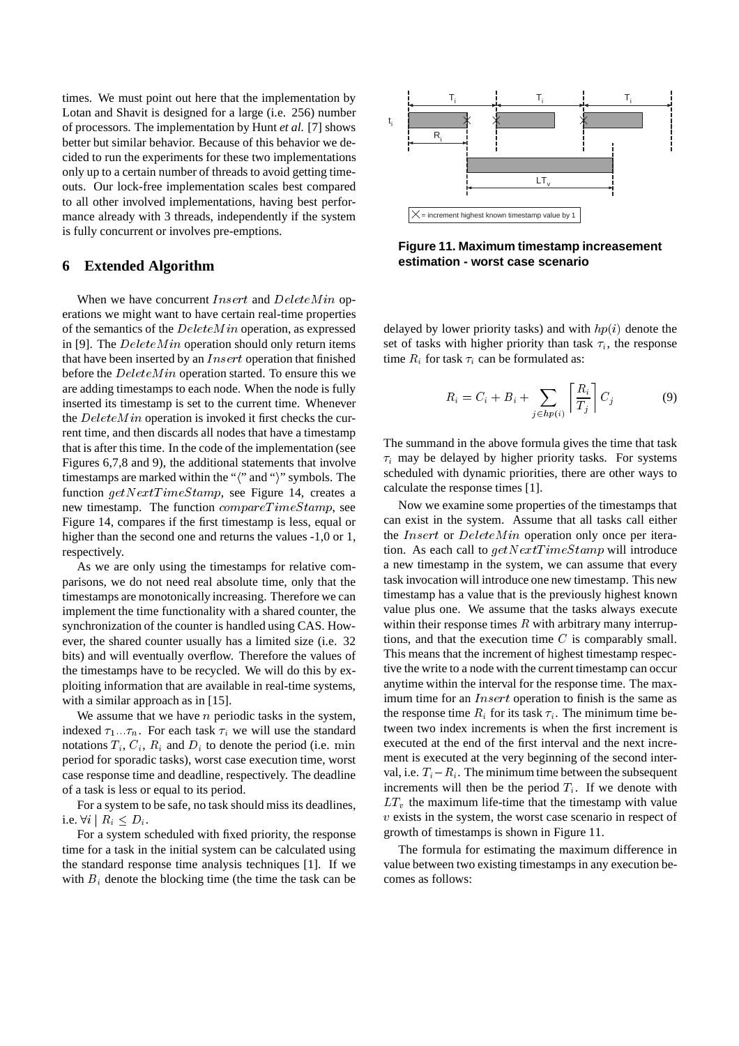times. We must point out here that the implementation by Lotan and Shavit is designed for a large (i.e. 256) number of processors. The implementation by Hunt *et al.* [7] shows better but similar behavior. Because of this behavior we decided to run the experiments for these two implementations only up to a certain number of threads to avoid getting timeouts. Our lock-free implementation scales best compared to all other involved implementations, having best performance already with 3 threads, independently if the system is fully concurrent or involves pre-emptions.

## 6 Extended Algorithm

When we have concurrent $Insert$ and $DeleteMin$ operations we might want to have certain real-time properties of the semantics of the $DeleteMin$ operation, as expressed in [9]. The $DeleteMin$ operation should only return items that have been inserted by an $Insert$ operation that finished before the $DeleteMin$ operation started. To ensure this we are adding timestamps to each node. When the node is fully inserted its timestamp is set to the current time. Whenever the $DeleteMin$ operation is invoked it first checks the current time, and then discards all nodes that have a timestamp that is after this time. In the code of the implementation (see Figures 6,7,8 and 9), the additional statements that involve timestamps are marked within the "⟨" and "⟩" symbols. The function $getNextTimeStamp$, see Figure 14, creates a new timestamp. The function $compareTimeStamp$, see Figure 14, compares if the first timestamp is less, equal or higher than the second one and returns the values -1,0 or 1, respectively.

As we are only using the timestamps for relative comparisons, we do not need real absolute time, only that the timestamps are monotonically increasing. Therefore we can implement the time functionality with a shared counter, the synchronization of the counter is handled using CAS. However, the shared counter usually has a limited size (i.e. 32 bits) and will eventually overflow. Therefore the values of the timestamps have to be recycled. We will do this by exploiting information that are available in real-time systems, with a similar approach as in [15].

We assume that we have $n$ periodic tasks in the system, indexed $\tau_1 ... \tau_n$. For each task $\tau_i$ we will use the standard notations $T_i$, $C_i$, $R_i$ and $D_i$ to denote the period (i.e. min period for sporadic tasks), worst case execution time, worst case response time and deadline, respectively. The deadline of a task is less or equal to its period.

For a system to be safe, no task should miss its deadlines, i.e. $\forall i \mid R_i \leq D_i$.

For a system scheduled with fixed priority, the response time for a task in the initial system can be calculated using the standard response time analysis techniques [1]. If we with $B_i$ denote the blocking time (the time the task can be delayed by lower priority tasks) and with $hp(i)$ denote the set of tasks with higher priority than task $\tau_i$, the response time $R_i$ for task $\tau_i$ can be formulated as:

$$R_i = C_i + B_i + \sum_{j \in hp(i)} \left\lceil \frac{R_i}{T_j} \right\rceil C_j \quad (9)$$

The summand in the above formula gives the time that task $\tau_i$ may be delayed by higher priority tasks. For systems scheduled with dynamic priorities, there are other ways to calculate the response times [1].

Now we examine some properties of the timestamps that can exist in the system. Assume that all tasks call either the $Insert$ or $DeleteMin$ operation only once per iteration. As each call to $getNextTimeStamp$ will introduce a new timestamp in the system, we can assume that every task invocation will introduce one new timestamp. This new timestamp has a value that is the previously highest known value plus one. We assume that the tasks always execute within their response times $R$ with arbitrary many interruptions, and that the execution time $C$ is comparably small. This means that the increment of highest timestamp respective the write to a node with the current timestamp can occur anytime within the interval for the response time. The maximum time for an $Insert$ operation to finish is the same as the response time $R_i$ for its task $\tau_i$. The minimum time between two index increments is when the first increment is executed at the end of the first interval and the next increment is executed at the very beginning of the second interval, i.e. $T_i - R_i$. The minimum time between the subsequent increments will then be the period $T_i$. If we denote with $LT_v$ the maximum life-time that the timestamp with value $v$ exists in the system, the worst case scenario in respect of growth of timestamps is shown in Figure 11.

The formula for estimating the maximum difference in value between two existing timestamps in any execution becomes as follows:

**Figure 11. Maximum timestamp increasement estimation - worst case scenario**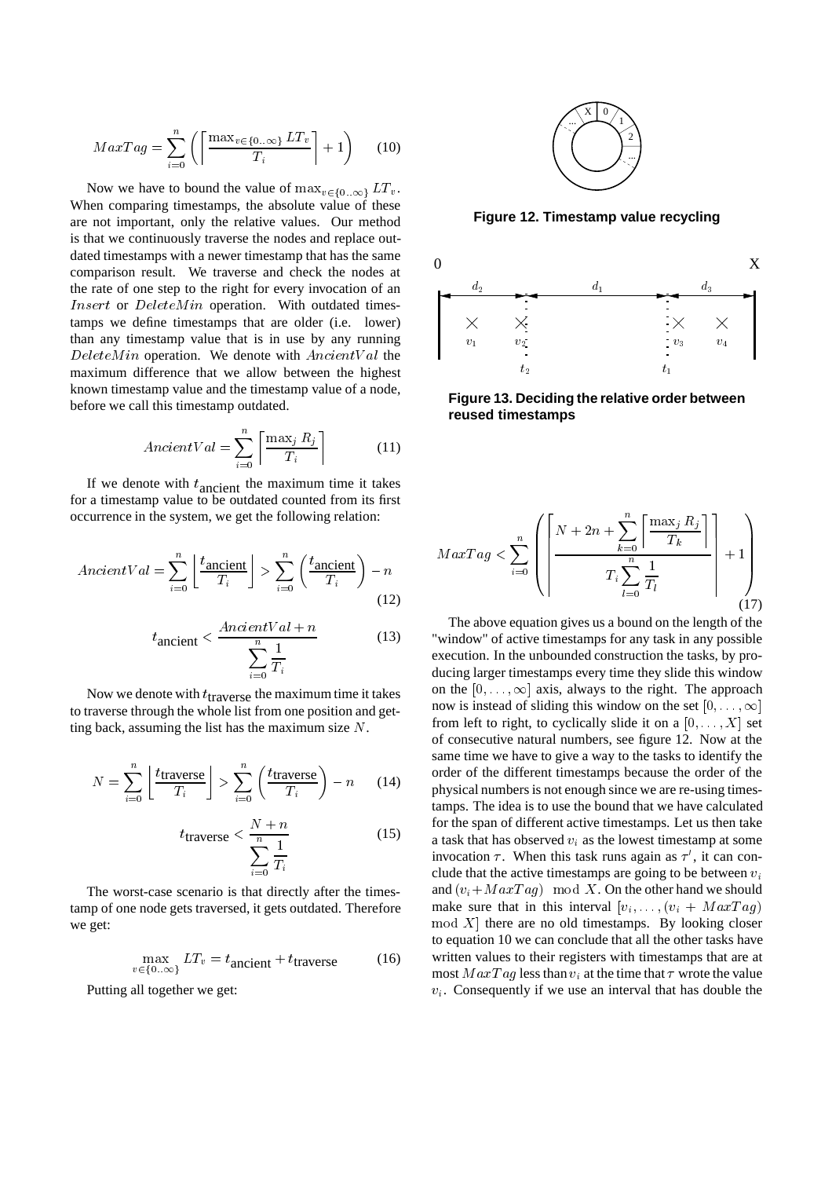$$MaxTag = \sum_{i=0}^{n} \left( \left\lceil \frac{\max_{v \in \{0..\infty\}} LT_v}{T_i} \right\rceil + 1 \right) \quad (10)$$

Now we have to bound the value of $\max_{v \in \{0..\infty\}} LT_v$. When comparing timestamps, the absolute value of these are not important, only the relative values. Our method is that we continuously traverse the nodes and replace outdated timestamps with a newer timestamp that has the same comparison result. We traverse and check the nodes at the rate of one step to the right for every invocation of an $Insert$ or $DeleteMin$ operation. With outdated timestamps we define timestamps that are older (i.e. lower) than any timestamp value that is in use by any running $DeleteMin$ operation. We denote with $AncientVal$ the maximum difference that we allow between the highest known timestamp value and the timestamp value of a node, before we call this timestamp outdated.

$$AncientVal = \sum_{i=0}^{n} \left\lceil \frac{\max_j R_j}{T_i} \right\rceil \quad (11)$$

If we denote with $t_{\text{ancient}}$ the maximum time it takes for a timestamp value to be outdated counted from its first occurrence in the system, we get the following relation:

$$AncientVal = \sum_{i=0}^{n} \left\lfloor \frac{t_{\text{ancient}}}{T_i} \right\rfloor > \sum_{i=0}^{n} \left( \frac{t_{\text{ancient}}}{T_i} \right) - n \quad (12)$$

$$t_{\text{ancient}} < \frac{AncientVal + n}{\sum_{i=0}^{n} \frac{1}{T_i}} \quad (13)$$

Now we denote with $t_{\text{traverse}}$ the maximum time it takes to traverse through the whole list from one position and getting back, assuming the list has the maximum size $N$.

$$N = \sum_{i=0}^{n} \left\lfloor \frac{t_{\text{traverse}}}{T_i} \right\rfloor > \sum_{i=0}^{n} \left( \frac{t_{\text{traverse}}}{T_i} \right) - n \quad (14)$$

$$t_{\text{traverse}} < \frac{N + n}{\sum_{i=0}^{n} \frac{1}{T_i}} \quad (15)$$

The worst-case scenario is that directly after the timestamp of one node gets traversed, it gets outdated. Therefore we get:

$$\max_{v \in \{0..\infty\}} LT_v = t_{\text{ancient}} + t_{\text{traverse}} \quad (16)$$

Putting all together we get:

**Figure 12. Timestamp value recycling**

**Figure 13. Deciding the relative order between reused timestamps**

$$MaxTag < \sum_{i=0}^{n} \left( \left\lceil \frac{N + 2n + \sum_{k=0}^{n} \left\lceil \frac{\max_j R_j}{T_k} \right\rceil}{T_i \sum_{l=0}^{n} \frac{1}{T_l}} \right\rceil + 1 \right) \quad (17)$$

The above equation gives us a bound on the length of the "window" of active timestamps for any task in any possible execution. In the unbounded construction the tasks, by producing larger timestamps every time they slide this window on the $[0, \ldots, \infty]$ axis, always to the right. The approach now is instead of sliding this window on the set $[0, \ldots, \infty]$ from left to right, to cyclically slide it on a $[0, \ldots, X]$ set of consecutive natural numbers, see figure 12. Now at the same time we have to give a way to the tasks to identify the order of the different timestamps because the order of the physical numbers is not enough since we are re-using timestamps. The idea is to use the bound that we have calculated for the span of different active timestamps. Let us then take a task that has observed $v_i$ as the lowest timestamp at some invocation $\tau$. When this task runs again as $\tau'$, it can conclude that the active timestamps are going to be between $v_i$ and $(v_i + MaxTag) \mod X$. On the other hand we should make sure that in this interval $[v_i, \ldots, (v_i + MaxTag) \mod X]$ there are no old timestamps. By looking closer to equation 10 we can conclude that all the other tasks have written values to their registers with timestamps that are at most $MaxTag$ less than $v_i$ at the time that $\tau$ wrote the value $v_i$. Consequently if we use an interval that has double the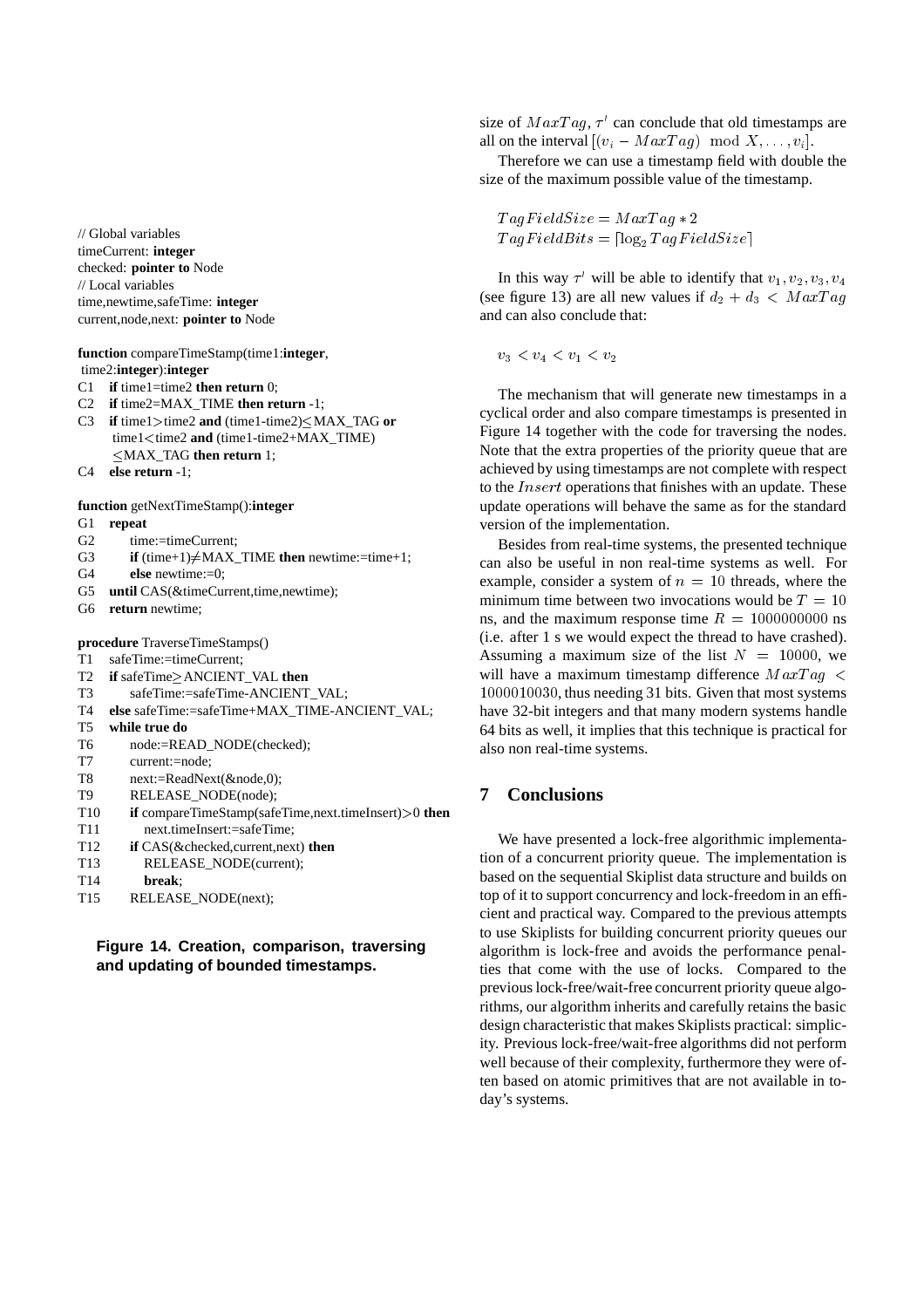```
// Global variables
timeCurrent: integer
checked: pointer to Node
// Local variables
time,newtime,safeTime: integer
current,node,next: pointer to Node

function compareTimeStamp(time1:integer,
 time2:integer):integer
C1   if time1=time2 then return 0;
C2   if time2=MAX_TIME then return -1;
C3   if time1>time2 and (time1-time2)≤MAX_TAG or
      time1<time2 and (time1-time2+MAX_TIME)
      ≤MAX_TAG then return 1;
C4   else return -1;

function getNextTimeStamp():integer
G1   repeat
G2       time:=timeCurrent;
G3       if (time+1)≠MAX_TIME then newtime:=time+1;
G4       else newtime:=0;
G5   until CAS(&timeCurrent,time,newtime);
G6   return newtime;

procedure TraverseTimeStamps()
T1   safeTime:=timeCurrent;
T2   if safeTime≥ANCIENT_VAL then
T3       safeTime:=safeTime-ANCIENT_VAL;
T4   else safeTime:=safeTime+MAX_TIME-ANCIENT_VAL;
T5   while true do
T6       node:=READ_NODE(checked);
T7       current:=node;
T8       next:=ReadNext(&node,0);
T9       RELEASE_NODE(node);
T10      if compareTimeStamp(safeTime,next.timeInsert)>0 then
T11          next.timeInsert:=safeTime;
T12      if CAS(&checked,current,next) then
T13          RELEASE_NODE(current);
T14          break;
T15      RELEASE_NODE(next);
```

**Figure 14. Creation, comparison, traversing and updating of bounded timestamps.**

size of $MaxTag$, $\tau'$ can conclude that old timestamps are all on the interval $[(v_i - MaxTag) \mod X, \ldots, v_i]$.

Therefore we can use a timestamp field with double the size of the maximum possible value of the timestamp.

$$TagFieldSize = MaxTag * 2$$
$$TagFieldBits = \lceil \log_2 TagFieldSize \rceil$$

In this way $\tau'$ will be able to identify that $v_1, v_2, v_3, v_4$ (see figure 13) are all new values if $d_2 + d_3 < MaxTag$ and can also conclude that:

$$v_3 < v_4 < v_1 < v_2$$

The mechanism that will generate new timestamps in a cyclical order and also compare timestamps is presented in Figure 14 together with the code for traversing the nodes. Note that the extra properties of the priority queue that are achieved by using timestamps are not complete with respect to the $Insert$ operations that finishes with an update. These update operations will behave the same as for the standard version of the implementation.

Besides from real-time systems, the presented technique can also be useful in non real-time systems as well. For example, consider a system of $n = 10$ threads, where the minimum time between two invocations would be $T = 10$ ns, and the maximum response time $R = 1000000000$ ns (i.e. after 1 s we would expect the thread to have crashed). Assuming a maximum size of the list $N = 10000$, we will have a maximum timestamp difference $MaxTag < 1000010030$, thus needing 31 bits. Given that most systems have 32-bit integers and that many modern systems handle 64 bits as well, it implies that this technique is practical for also non real-time systems.

## 7 Conclusions

We have presented a lock-free algorithmic implementation of a concurrent priority queue. The implementation is based on the sequential Skiplist data structure and builds on top of it to support concurrency and lock-freedom in an efficient and practical way. Compared to the previous attempts to use Skiplists for building concurrent priority queues our algorithm is lock-free and avoids the performance penalties that come with the use of locks. Compared to the previous lock-free/wait-free concurrent priority queue algorithms, our algorithm inherits and carefully retains the basic design characteristic that makes Skiplists practical: simplicity. Previous lock-free/wait-free algorithms did not perform well because of their complexity, furthermore they were often based on atomic primitives that are not available in today's systems.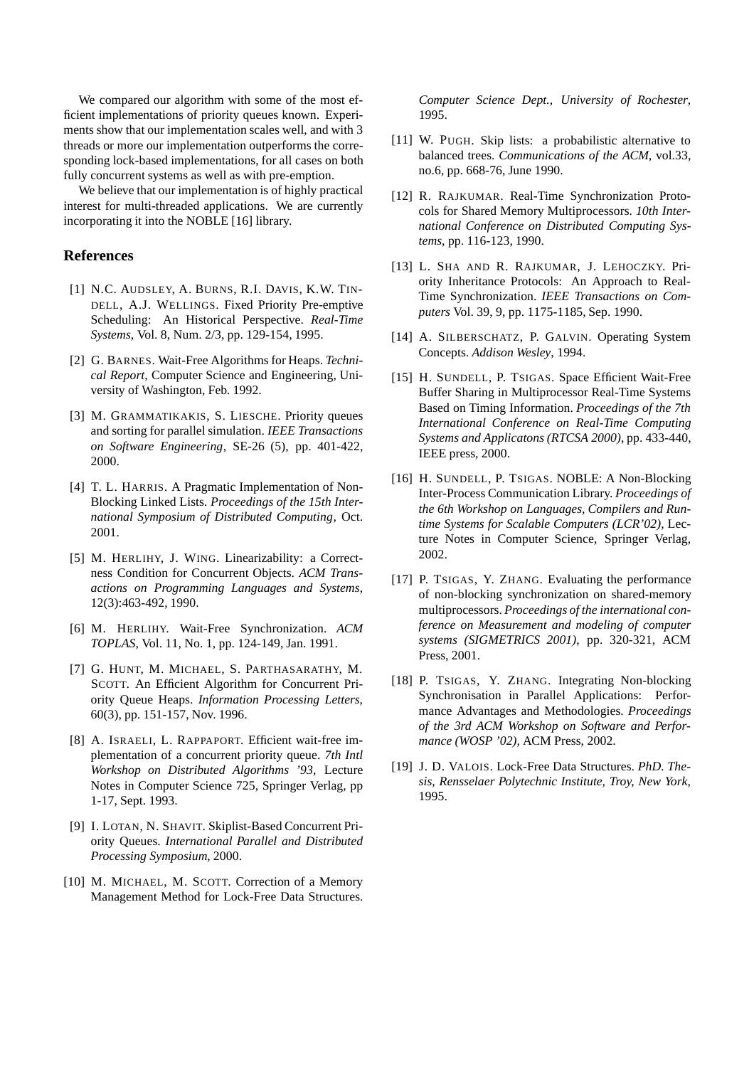We compared our algorithm with some of the most efficient implementations of priority queues known. Experiments show that our implementation scales well, and with 3 threads or more our implementation outperforms the corresponding lock-based implementations, for all cases on both fully concurrent systems as well as with pre-emption.

We believe that our implementation is of highly practical interest for multi-threaded applications. We are currently incorporating it into the NOBLE [16] library.

## References

[1] N.C. Audsley, A. Burns, R.I. Davis, K.W. Tindell, A.J. Wellings. Fixed Priority Pre-emptive Scheduling: An Historical Perspective. *Real-Time Systems*, Vol. 8, Num. 2/3, pp. 129-154, 1995.

[2] G. Barnes. Wait-Free Algorithms for Heaps. *Technical Report*, Computer Science and Engineering, University of Washington, Feb. 1992.

[3] M. Grammatikakis, S. Liesche. Priority queues and sorting for parallel simulation. *IEEE Transactions on Software Engineering*, SE-26 (5), pp. 401-422, 2000.

[4] T. L. Harris. A Pragmatic Implementation of Non-Blocking Linked Lists. *Proceedings of the 15th International Symposium of Distributed Computing*, Oct. 2001.

[5] M. Herlihy, J. Wing. Linearizability: a Correctness Condition for Concurrent Objects. *ACM Transactions on Programming Languages and Systems*, 12(3):463-492, 1990.

[6] M. Herlihy. Wait-Free Synchronization. *ACM TOPLAS*, Vol. 11, No. 1, pp. 124-149, Jan. 1991.

[7] G. Hunt, M. Michael, S. Parthasarathy, M. Scott. An Efficient Algorithm for Concurrent Priority Queue Heaps. *Information Processing Letters*, 60(3), pp. 151-157, Nov. 1996.

[8] A. Israeli, L. Rappaport. Efficient wait-free implementation of a concurrent priority queue. *7th Intl Workshop on Distributed Algorithms '93*, Lecture Notes in Computer Science 725, Springer Verlag, pp 1-17, Sept. 1993.

[9] I. Lotan, N. Shavit. Skiplist-Based Concurrent Priority Queues. *International Parallel and Distributed Processing Symposium*, 2000.

[10] M. Michael, M. Scott. Correction of a Memory Management Method for Lock-Free Data Structures. *Computer Science Dept., University of Rochester*, 1995.

[11] W. Pugh. Skip lists: a probabilistic alternative to balanced trees. *Communications of the ACM*, vol.33, no.6, pp. 668-76, June 1990.

[12] R. Rajkumar. Real-Time Synchronization Protocols for Shared Memory Multiprocessors. *10th International Conference on Distributed Computing Systems*, pp. 116-123, 1990.

[13] L. Sha and R. Rajkumar, J. Lehoczky. Priority Inheritance Protocols: An Approach to Real-Time Synchronization. *IEEE Transactions on Computers* Vol. 39, 9, pp. 1175-1185, Sep. 1990.

[14] A. Silberschatz, P. Galvin. Operating System Concepts. *Addison Wesley*, 1994.

[15] H. Sundell, P. Tsigas. Space Efficient Wait-Free Buffer Sharing in Multiprocessor Real-Time Systems Based on Timing Information. *Proceedings of the 7th International Conference on Real-Time Computing Systems and Applicatons (RTCSA 2000)*, pp. 433-440, IEEE press, 2000.

[16] H. Sundell, P. Tsigas. NOBLE: A Non-Blocking Inter-Process Communication Library. *Proceedings of the 6th Workshop on Languages, Compilers and Runtime Systems for Scalable Computers (LCR'02)*, Lecture Notes in Computer Science, Springer Verlag, 2002.

[17] P. Tsigas, Y. Zhang. Evaluating the performance of non-blocking synchronization on shared-memory multiprocessors. *Proceedings of the international conference on Measurement and modeling of computer systems (SIGMETRICS 2001)*, pp. 320-321, ACM Press, 2001.

[18] P. Tsigas, Y. Zhang. Integrating Non-blocking Synchronisation in Parallel Applications: Performance Advantages and Methodologies. *Proceedings of the 3rd ACM Workshop on Software and Performance (WOSP '02)*, ACM Press, 2002.

[19] J. D. Valois. Lock-Free Data Structures. *PhD. Thesis, Rensselaer Polytechnic Institute, Troy, New York*, 1995.